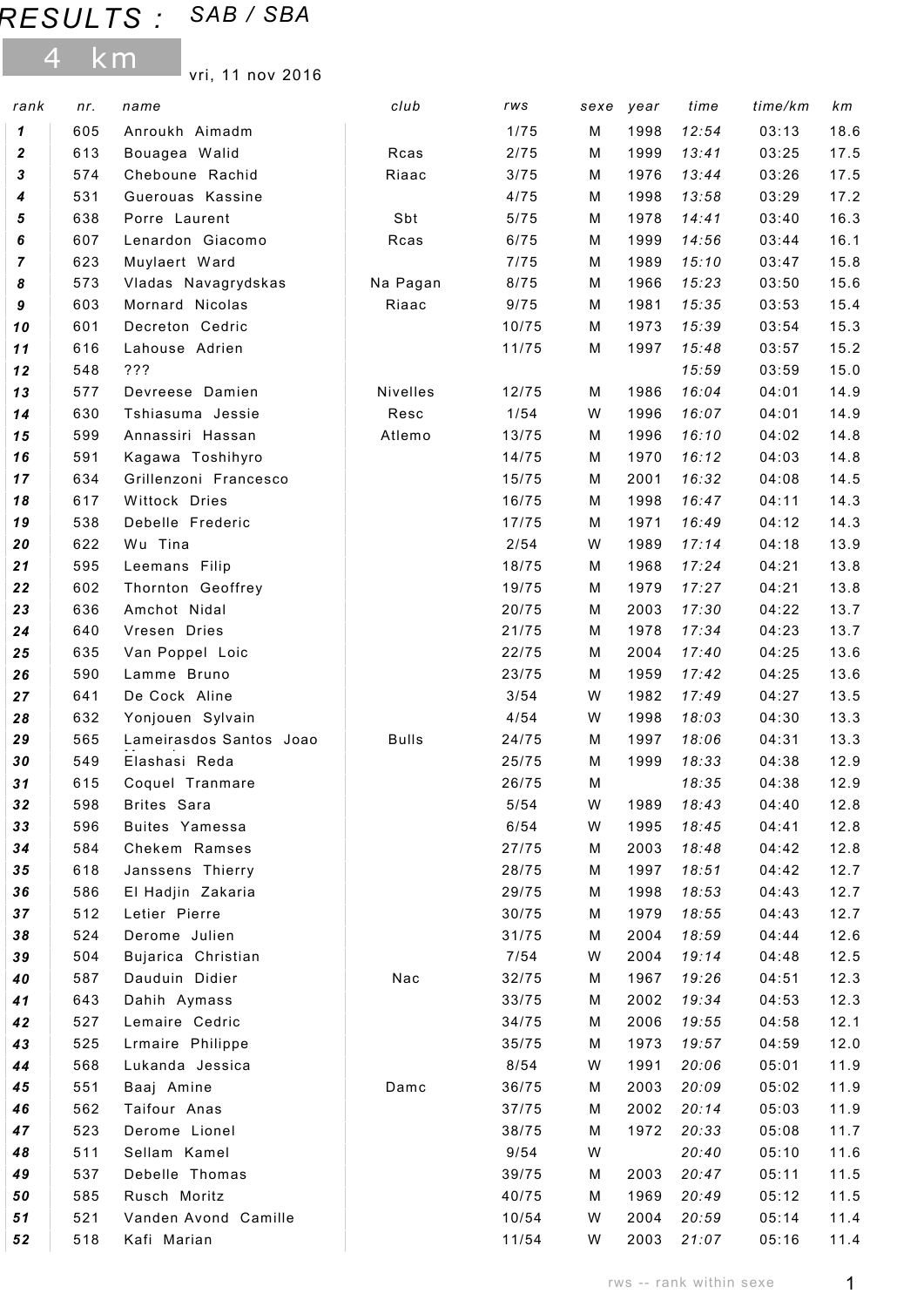# RESULTS : SAB / SBA

## 4 km

vri, 11 nov 2016

| rank | nr. | name | club | rws | sexe | year | time | time/km | km |
|---|---|---|---|---|---|---|---|---|---|
| 1 | 605 | Anroukh Aimadm | | 1/75 | M | 1998 | 12:54 | 03:13 | 18.6 |
| 2 | 613 | Bouagea Walid | Rcas | 2/75 | M | 1999 | 13:41 | 03:25 | 17.5 |
| 3 | 574 | Cheboune Rachid | Riaac | 3/75 | M | 1976 | 13:44 | 03:26 | 17.5 |
| 4 | 531 | Guerouas Kassine | | 4/75 | M | 1998 | 13:58 | 03:29 | 17.2 |
| 5 | 638 | Porre Laurent | Sbt | 5/75 | M | 1978 | 14:41 | 03:40 | 16.3 |
| 6 | 607 | Lenardon Giacomo | Rcas | 6/75 | M | 1999 | 14:56 | 03:44 | 16.1 |
| 7 | 623 | Muylaert Ward | | 7/75 | M | 1989 | 15:10 | 03:47 | 15.8 |
| 8 | 573 | Vladas Navagrydskas | Na Pagan | 8/75 | M | 1966 | 15:23 | 03:50 | 15.6 |
| 9 | 603 | Mornard Nicolas | Riaac | 9/75 | M | 1981 | 15:35 | 03:53 | 15.4 |
| 10 | 601 | Decreton Cedric | | 10/75 | M | 1973 | 15:39 | 03:54 | 15.3 |
| 11 | 616 | Lahouse Adrien | | 11/75 | M | 1997 | 15:48 | 03:57 | 15.2 |
| 12 | 548 | ??? | | | | | 15:59 | 03:59 | 15.0 |
| 13 | 577 | Devreese Damien | Nivelles | 12/75 | M | 1986 | 16:04 | 04:01 | 14.9 |
| 14 | 630 | Tshiasuma Jessie | Resc | 1/54 | W | 1996 | 16:07 | 04:01 | 14.9 |
| 15 | 599 | Annassiri Hassan | Atlemo | 13/75 | M | 1996 | 16:10 | 04:02 | 14.8 |
| 16 | 591 | Kagawa Toshihyro | | 14/75 | M | 1970 | 16:12 | 04:03 | 14.8 |
| 17 | 634 | Grillenzoni Francesco | | 15/75 | M | 2001 | 16:32 | 04:08 | 14.5 |
| 18 | 617 | Wittock Dries | | 16/75 | M | 1998 | 16:47 | 04:11 | 14.3 |
| 19 | 538 | Debelle Frederic | | 17/75 | M | 1971 | 16:49 | 04:12 | 14.3 |
| 20 | 622 | Wu Tina | | 2/54 | W | 1989 | 17:14 | 04:18 | 13.9 |
| 21 | 595 | Leemans Filip | | 18/75 | M | 1968 | 17:24 | 04:21 | 13.8 |
| 22 | 602 | Thornton Geoffrey | | 19/75 | M | 1979 | 17:27 | 04:21 | 13.8 |
| 23 | 636 | Amchot Nidal | | 20/75 | M | 2003 | 17:30 | 04:22 | 13.7 |
| 24 | 640 | Vresen Dries | | 21/75 | M | 1978 | 17:34 | 04:23 | 13.7 |
| 25 | 635 | Van Poppel Loic | | 22/75 | M | 2004 | 17:40 | 04:25 | 13.6 |
| 26 | 590 | Lamme Bruno | | 23/75 | M | 1959 | 17:42 | 04:25 | 13.6 |
| 27 | 641 | De Cock Aline | | 3/54 | W | 1982 | 17:49 | 04:27 | 13.5 |
| 28 | 632 | Yonjouen Sylvain | | 4/54 | W | 1998 | 18:03 | 04:30 | 13.3 |
| 29 | 565 | Lameirasdos Santos Joao | Bulls | 24/75 | M | 1997 | 18:06 | 04:31 | 13.3 |
| 30 | 549 | Elashasi Reda | | 25/75 | M | 1999 | 18:33 | 04:38 | 12.9 |
| 31 | 615 | Coquel Tranmare | | 26/75 | M | | 18:35 | 04:38 | 12.9 |
| 32 | 598 | Brites Sara | | 5/54 | W | 1989 | 18:43 | 04:40 | 12.8 |
| 33 | 596 | Buites Yamessa | | 6/54 | W | 1995 | 18:45 | 04:41 | 12.8 |
| 34 | 584 | Chekem Ramses | | 27/75 | M | 2003 | 18:48 | 04:42 | 12.8 |
| 35 | 618 | Janssens Thierry | | 28/75 | M | 1997 | 18:51 | 04:42 | 12.7 |
| 36 | 586 | El Hadjin Zakaria | | 29/75 | M | 1998 | 18:53 | 04:43 | 12.7 |
| 37 | 512 | Letier Pierre | | 30/75 | M | 1979 | 18:55 | 04:43 | 12.7 |
| 38 | 524 | Derome Julien | | 31/75 | M | 2004 | 18:59 | 04:44 | 12.6 |
| 39 | 504 | Bujarica Christian | | 7/54 | W | 2004 | 19:14 | 04:48 | 12.5 |
| 40 | 587 | Dauduin Didier | Nac | 32/75 | M | 1967 | 19:26 | 04:51 | 12.3 |
| 41 | 643 | Dahih Aymass | | 33/75 | M | 2002 | 19:34 | 04:53 | 12.3 |
| 42 | 527 | Lemaire Cedric | | 34/75 | M | 2006 | 19:55 | 04:58 | 12.1 |
| 43 | 525 | Lrmaire Philippe | | 35/75 | M | 1973 | 19:57 | 04:59 | 12.0 |
| 44 | 568 | Lukanda Jessica | | 8/54 | W | 1991 | 20:06 | 05:01 | 11.9 |
| 45 | 551 | Baaj Amine | Damc | 36/75 | M | 2003 | 20:09 | 05:02 | 11.9 |
| 46 | 562 | Taifour Anas | | 37/75 | M | 2002 | 20:14 | 05:03 | 11.9 |
| 47 | 523 | Derome Lionel | | 38/75 | M | 1972 | 20:33 | 05:08 | 11.7 |
| 48 | 511 | Sellam Kamel | | 9/54 | W | | 20:40 | 05:10 | 11.6 |
| 49 | 537 | Debelle Thomas | | 39/75 | M | 2003 | 20:47 | 05:11 | 11.5 |
| 50 | 585 | Rusch Moritz | | 40/75 | M | 1969 | 20:49 | 05:12 | 11.5 |
| 51 | 521 | Vanden Avond Camille | | 10/54 | W | 2004 | 20:59 | 05:14 | 11.4 |
| 52 | 518 | Kafi Marian | | 11/54 | W | 2003 | 21:07 | 05:16 | 11.4 |

rws -- rank within sexe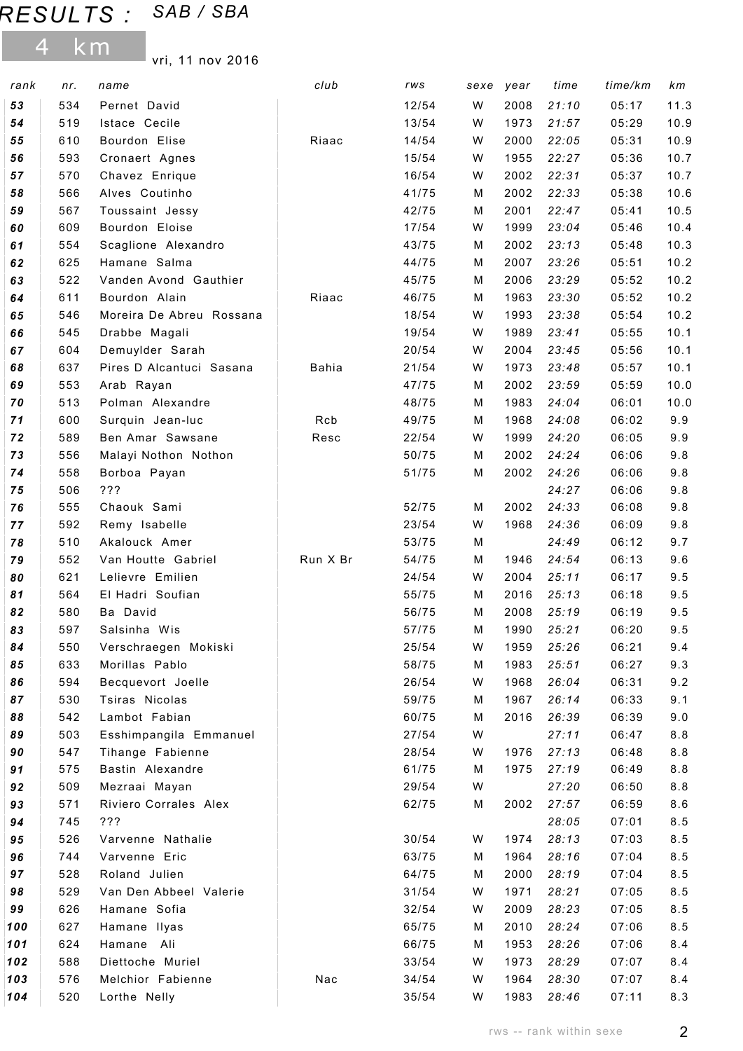# RESULTS : SAB / SBA

4 km

vri, 11 nov 2016

| rank | nr. | name | club | rws | sexe | year | time | time/km | km |
|---|---|---|---|---|---|---|---|---|---|
| **53** | 534 | Pernet David | | 12/54 | W | 2008 | *21:10* | 05:17 | 11.3 |
| **54** | 519 | Istace Cecile | | 13/54 | W | 1973 | *21:57* | 05:29 | 10.9 |
| **55** | 610 | Bourdon Elise | Riaac | 14/54 | W | 2000 | *22:05* | 05:31 | 10.9 |
| **56** | 593 | Cronaert Agnes | | 15/54 | W | 1955 | *22:27* | 05:36 | 10.7 |
| **57** | 570 | Chavez Enrique | | 16/54 | W | 2002 | *22:31* | 05:37 | 10.7 |
| **58** | 566 | Alves Coutinho | | 41/75 | M | 2002 | *22:33* | 05:38 | 10.6 |
| **59** | 567 | Toussaint Jessy | | 42/75 | M | 2001 | *22:47* | 05:41 | 10.5 |
| **60** | 609 | Bourdon Eloise | | 17/54 | W | 1999 | *23:04* | 05:46 | 10.4 |
| **61** | 554 | Scaglione Alexandro | | 43/75 | M | 2002 | *23:13* | 05:48 | 10.3 |
| **62** | 625 | Hamane Salma | | 44/75 | M | 2007 | *23:26* | 05:51 | 10.2 |
| **63** | 522 | Vanden Avond Gauthier | | 45/75 | M | 2006 | *23:29* | 05:52 | 10.2 |
| **64** | 611 | Bourdon Alain | Riaac | 46/75 | M | 1963 | *23:30* | 05:52 | 10.2 |
| **65** | 546 | Moreira De Abreu Rossana | | 18/54 | W | 1993 | *23:38* | 05:54 | 10.2 |
| **66** | 545 | Drabbe Magali | | 19/54 | W | 1989 | *23:41* | 05:55 | 10.1 |
| **67** | 604 | Demuylder Sarah | | 20/54 | W | 2004 | *23:45* | 05:56 | 10.1 |
| **68** | 637 | Pires D Alcantuci Sasana | Bahia | 21/54 | W | 1973 | *23:48* | 05:57 | 10.1 |
| **69** | 553 | Arab Rayan | | 47/75 | M | 2002 | *23:59* | 05:59 | 10.0 |
| **70** | 513 | Polman Alexandre | | 48/75 | M | 1983 | *24:04* | 06:01 | 10.0 |
| **71** | 600 | Surquin Jean-luc | Rcb | 49/75 | M | 1968 | *24:08* | 06:02 | 9.9 |
| **72** | 589 | Ben Amar Sawsane | Resc | 22/54 | W | 1999 | *24:20* | 06:05 | 9.9 |
| **73** | 556 | Malayi Nothon Nothon | | 50/75 | M | 2002 | *24:24* | 06:06 | 9.8 |
| **74** | 558 | Borboa Payan | | 51/75 | M | 2002 | *24:26* | 06:06 | 9.8 |
| **75** | 506 | ??? | | | | | *24:27* | 06:06 | 9.8 |
| **76** | 555 | Chaouk Sami | | 52/75 | M | 2002 | *24:33* | 06:08 | 9.8 |
| **77** | 592 | Remy Isabelle | | 23/54 | W | 1968 | *24:36* | 06:09 | 9.8 |
| **78** | 510 | Akalouck Amer | | 53/75 | M | | *24:49* | 06:12 | 9.7 |
| **79** | 552 | Van Houtte Gabriel | Run X Br | 54/75 | M | 1946 | *24:54* | 06:13 | 9.6 |
| **80** | 621 | Lelievre Emilien | | 24/54 | W | 2004 | *25:11* | 06:17 | 9.5 |
| **81** | 564 | El Hadri Soufian | | 55/75 | M | 2016 | *25:13* | 06:18 | 9.5 |
| **82** | 580 | Ba David | | 56/75 | M | 2008 | *25:19* | 06:19 | 9.5 |
| **83** | 597 | Salsinha Wis | | 57/75 | M | 1990 | *25:21* | 06:20 | 9.5 |
| **84** | 550 | Verschraegen Mokiski | | 25/54 | W | 1959 | *25:26* | 06:21 | 9.4 |
| **85** | 633 | Morillas Pablo | | 58/75 | M | 1983 | *25:51* | 06:27 | 9.3 |
| **86** | 594 | Becquevort Joelle | | 26/54 | W | 1968 | *26:04* | 06:31 | 9.2 |
| **87** | 530 | Tsiras Nicolas | | 59/75 | M | 1967 | *26:14* | 06:33 | 9.1 |
| **88** | 542 | Lambot Fabian | | 60/75 | M | 2016 | *26:39* | 06:39 | 9.0 |
| **89** | 503 | Esshimpangila Emmanuel | | 27/54 | W | | *27:11* | 06:47 | 8.8 |
| **90** | 547 | Tihange Fabienne | | 28/54 | W | 1976 | *27:13* | 06:48 | 8.8 |
| **91** | 575 | Bastin Alexandre | | 61/75 | M | 1975 | *27:19* | 06:49 | 8.8 |
| **92** | 509 | Mezraai Mayan | | 29/54 | W | | *27:20* | 06:50 | 8.8 |
| **93** | 571 | Riviero Corrales Alex | | 62/75 | M | 2002 | *27:57* | 06:59 | 8.6 |
| **94** | 745 | ??? | | | | | *28:05* | 07:01 | 8.5 |
| **95** | 526 | Varvenne Nathalie | | 30/54 | W | 1974 | *28:13* | 07:03 | 8.5 |
| **96** | 744 | Varvenne Eric | | 63/75 | M | 1964 | *28:16* | 07:04 | 8.5 |
| **97** | 528 | Roland Julien | | 64/75 | M | 2000 | *28:19* | 07:04 | 8.5 |
| **98** | 529 | Van Den Abbeel Valerie | | 31/54 | W | 1971 | *28:21* | 07:05 | 8.5 |
| **99** | 626 | Hamane Sofia | | 32/54 | W | 2009 | *28:23* | 07:05 | 8.5 |
| **100** | 627 | Hamane Ilyas | | 65/75 | M | 2010 | *28:24* | 07:06 | 8.5 |
| **101** | 624 | Hamane Ali | | 66/75 | M | 1953 | *28:26* | 07:06 | 8.4 |
| **102** | 588 | Diettoche Muriel | | 33/54 | W | 1973 | *28:29* | 07:07 | 8.4 |
| **103** | 576 | Melchior Fabienne | Nac | 34/54 | W | 1964 | *28:30* | 07:07 | 8.4 |
| **104** | 520 | Lorthe Nelly | | 35/54 | W | 1983 | *28:46* | 07:11 | 8.3 |

rws -- rank within sexe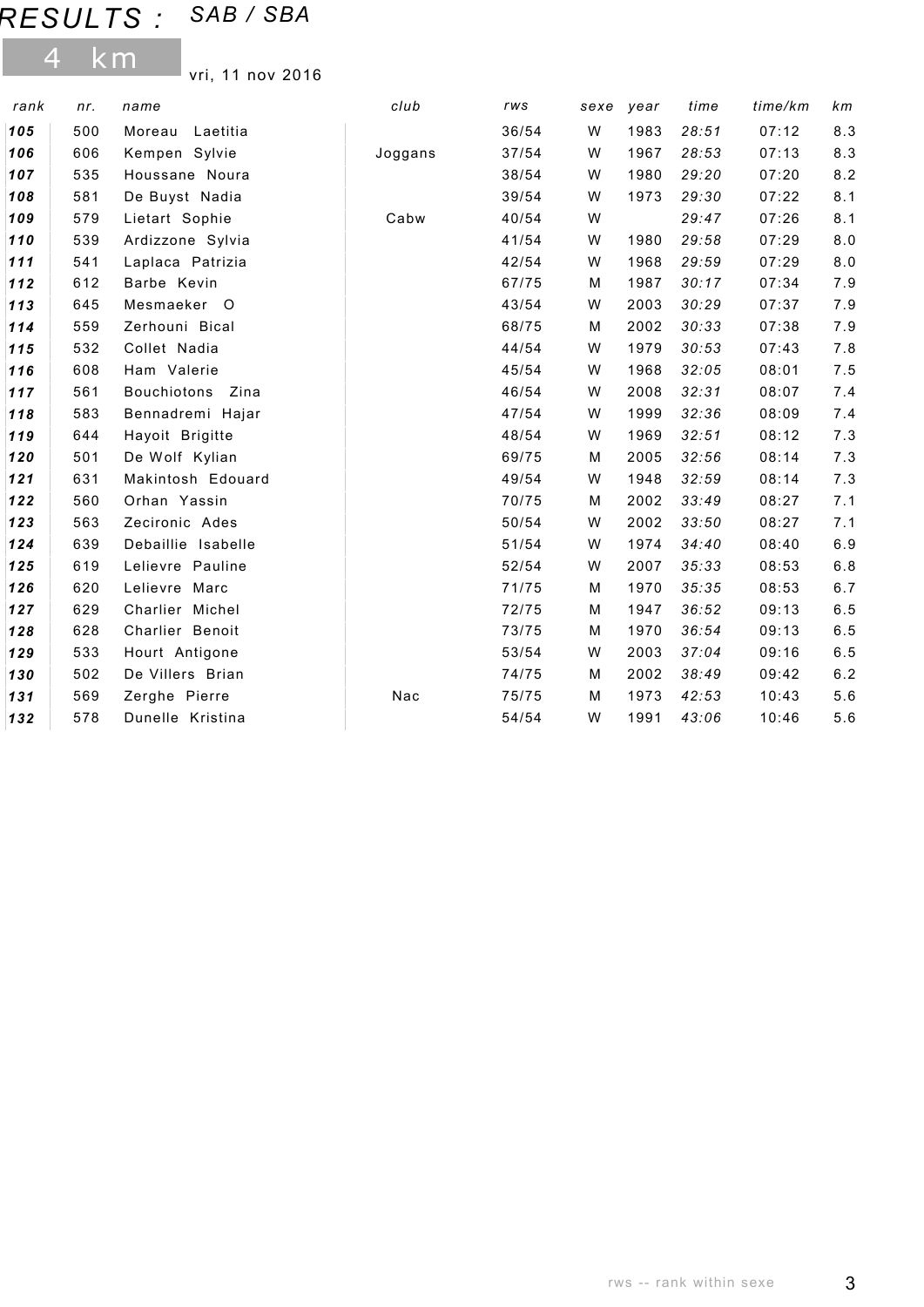# RESULTS : *SAB / SBA*

## 4 km

vri, 11 nov 2016

| *rank* | *nr.* | *name* | *club* | *rws* | *sexe* | *year* | *time* | *time/km* | *km* |
|---|---|---|---|---|---|---|---|---|---|
| ***105*** | 500 | Moreau Laetitia | | 36/54 | W | 1983 | *28:51* | 07:12 | 8.3 |
| ***106*** | 606 | Kempen Sylvie | Joggans | 37/54 | W | 1967 | *28:53* | 07:13 | 8.3 |
| ***107*** | 535 | Houssane Noura | | 38/54 | W | 1980 | *29:20* | 07:20 | 8.2 |
| ***108*** | 581 | De Buyst Nadia | | 39/54 | W | 1973 | *29:30* | 07:22 | 8.1 |
| ***109*** | 579 | Lietart Sophie | Cabw | 40/54 | W | | *29:47* | 07:26 | 8.1 |
| ***110*** | 539 | Ardizzone Sylvia | | 41/54 | W | 1980 | *29:58* | 07:29 | 8.0 |
| ***111*** | 541 | Laplaca Patrizia | | 42/54 | W | 1968 | *29:59* | 07:29 | 8.0 |
| ***112*** | 612 | Barbe Kevin | | 67/75 | M | 1987 | *30:17* | 07:34 | 7.9 |
| ***113*** | 645 | Mesmaeker O | | 43/54 | W | 2003 | *30:29* | 07:37 | 7.9 |
| ***114*** | 559 | Zerhouni Bical | | 68/75 | M | 2002 | *30:33* | 07:38 | 7.9 |
| ***115*** | 532 | Collet Nadia | | 44/54 | W | 1979 | *30:53* | 07:43 | 7.8 |
| ***116*** | 608 | Ham Valerie | | 45/54 | W | 1968 | *32:05* | 08:01 | 7.5 |
| ***117*** | 561 | Bouchiotons Zina | | 46/54 | W | 2008 | *32:31* | 08:07 | 7.4 |
| ***118*** | 583 | Bennadremi Hajar | | 47/54 | W | 1999 | *32:36* | 08:09 | 7.4 |
| ***119*** | 644 | Hayoit Brigitte | | 48/54 | W | 1969 | *32:51* | 08:12 | 7.3 |
| ***120*** | 501 | De Wolf Kylian | | 69/75 | M | 2005 | *32:56* | 08:14 | 7.3 |
| ***121*** | 631 | Makintosh Edouard | | 49/54 | W | 1948 | *32:59* | 08:14 | 7.3 |
| ***122*** | 560 | Orhan Yassin | | 70/75 | M | 2002 | *33:49* | 08:27 | 7.1 |
| ***123*** | 563 | Zecironic Ades | | 50/54 | W | 2002 | *33:50* | 08:27 | 7.1 |
| ***124*** | 639 | Debaillie Isabelle | | 51/54 | W | 1974 | *34:40* | 08:40 | 6.9 |
| ***125*** | 619 | Lelievre Pauline | | 52/54 | W | 2007 | *35:33* | 08:53 | 6.8 |
| ***126*** | 620 | Lelievre Marc | | 71/75 | M | 1970 | *35:35* | 08:53 | 6.7 |
| ***127*** | 629 | Charlier Michel | | 72/75 | M | 1947 | *36:52* | 09:13 | 6.5 |
| ***128*** | 628 | Charlier Benoit | | 73/75 | M | 1970 | *36:54* | 09:13 | 6.5 |
| ***129*** | 533 | Hourt Antigone | | 53/54 | W | 2003 | *37:04* | 09:16 | 6.5 |
| ***130*** | 502 | De Villers Brian | | 74/75 | M | 2002 | *38:49* | 09:42 | 6.2 |
| ***131*** | 569 | Zerghe Pierre | Nac | 75/75 | M | 1973 | *42:53* | 10:43 | 5.6 |
| ***132*** | 578 | Dunelle Kristina | | 54/54 | W | 1991 | *43:06* | 10:46 | 5.6 |

rws -- rank within sexe